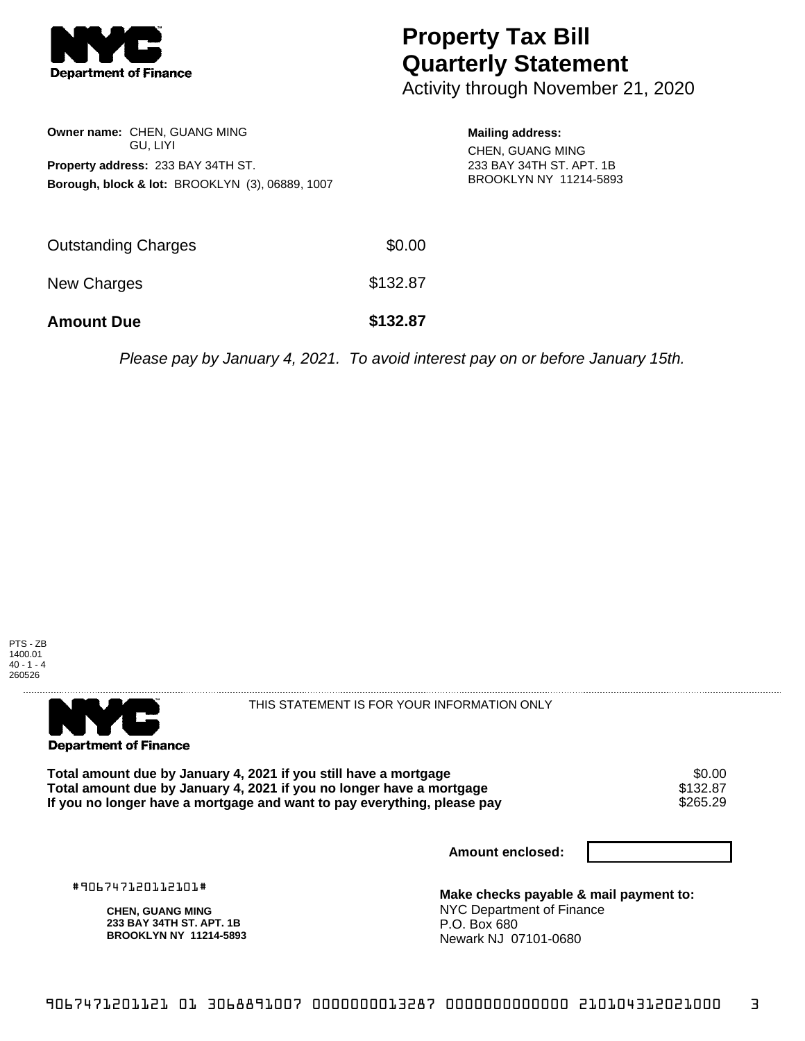NYC Department of Finance

# Property Tax Bill Quarterly Statement

Activity through November 21, 2020

**Owner name:** CHEN, GUANG MING
GU, LIYI

**Property address:** 233 BAY 34TH ST.

**Borough, block & lot:** BROOKLYN (3), 06889, 1007

**Mailing address:**
CHEN, GUANG MING
233 BAY 34TH ST. APT. 1B
BROOKLYN NY 11214-5893

| | |
|---|---|
| Outstanding Charges | $0.00 |
| New Charges | $132.87 |
| **Amount Due** | **$132.87** |

*Please pay by January 4, 2021. To avoid interest pay on or before January 15th.*

PTS - ZB
1400.01
40 - 1 - 4
260526

NYC Department of Finance

THIS STATEMENT IS FOR YOUR INFORMATION ONLY

| | |
|---|---|
| **Total amount due by January 4, 2021 if you still have a mortgage** | $0.00 |
| **Total amount due by January 4, 2021 if you no longer have a mortgage** | $132.87 |
| **If you no longer have a mortgage and want to pay everything, please pay** | $265.29 |

**Amount enclosed:**

#906747120112101#

**CHEN, GUANG MING**
**233 BAY 34TH ST. APT. 1B**
**BROOKLYN NY 11214-5893**

**Make checks payable & mail payment to:**
NYC Department of Finance
P.O. Box 680
Newark NJ 07101-0680

9067471201121 01 3068891007 0000000013287 0000000000000 210104312021000 3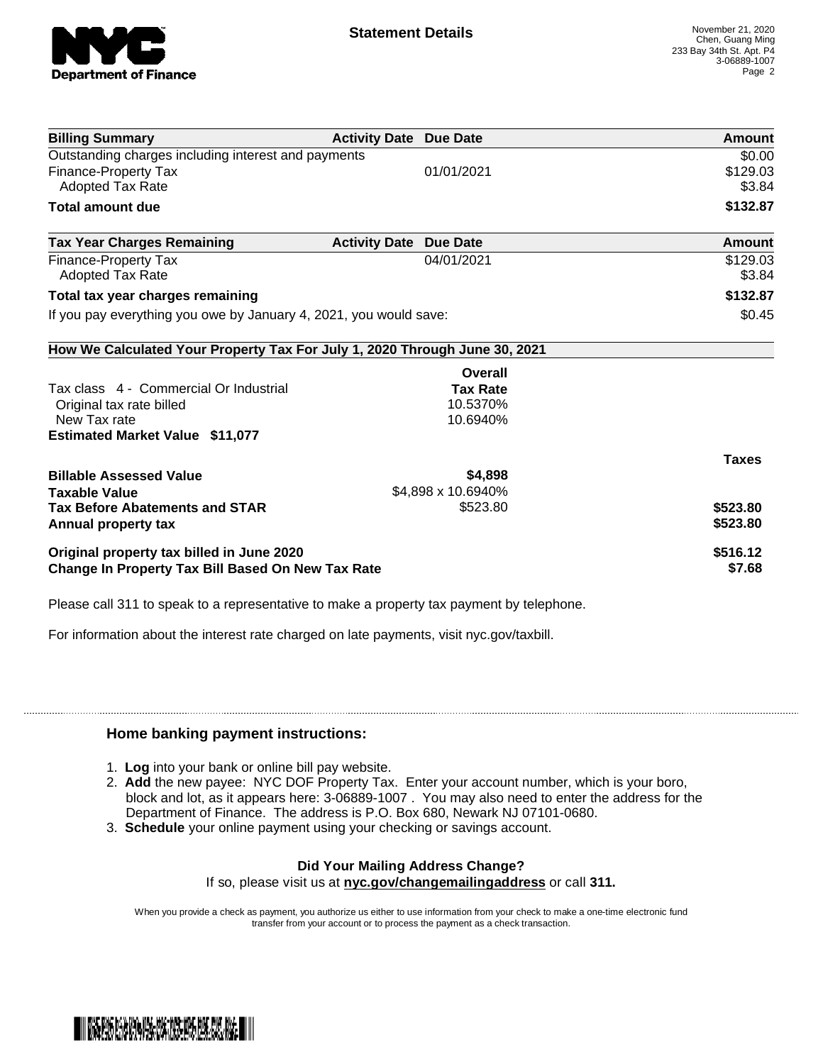**Statement Details**

November 21, 2020
Chen, Guang Ming
233 Bay 34th St. Apt. P4
3-06889-1007

| Billing Summary | Activity Date | Due Date | Amount |
|---|---|---|---|
| Outstanding charges including interest and payments | | | $0.00 |
| Finance-Property Tax | | 01/01/2021 | $129.03 |
| Adopted Tax Rate | | | $3.84 |
| **Total amount due** | | | **$132.87** |

| Tax Year Charges Remaining | Activity Date | Due Date | Amount |
|---|---|---|---|
| Finance-Property Tax | | 04/01/2021 | $129.03 |
| Adopted Tax Rate | | | $3.84 |
| **Total tax year charges remaining** | | | **$132.87** |
| If you pay everything you owe by January 4, 2021, you would save: | | | $0.45 |

**How We Calculated Your Property Tax For July 1, 2020 Through June 30, 2021**

| | Overall Tax Rate | |
|---|---|---|
| Tax class 4 - Commercial Or Industrial | | |
| Original tax rate billed | 10.5370% | |
| New Tax rate | 10.6940% | |
| **Estimated Market Value $11,077** | | |
| | | **Taxes** |
| **Billable Assessed Value** | **$4,898** | |
| **Taxable Value** | $4,898 x 10.6940% | |
| **Tax Before Abatements and STAR** | $523.80 | **$523.80** |
| **Annual property tax** | | **$523.80** |
| **Original property tax billed in June 2020** | | **$516.12** |
| **Change In Property Tax Bill Based On New Tax Rate** | | **$7.68** |

Please call 311 to speak to a representative to make a property tax payment by telephone.

For information about the interest rate charged on late payments, visit nyc.gov/taxbill.

## Home banking payment instructions:

1. **Log** into your bank or online bill pay website.
2. **Add** the new payee: NYC DOF Property Tax. Enter your account number, which is your boro, block and lot, as it appears here: 3-06889-1007 . You may also need to enter the address for the Department of Finance. The address is P.O. Box 680, Newark NJ 07101-0680.
3. **Schedule** your online payment using your checking or savings account.

**Did Your Mailing Address Change?**

If so, please visit us at **nyc.gov/changemailingaddress** or call **311.**

When you provide a check as payment, you authorize us either to use information from your check to make a one-time electronic fund transfer from your account or to process the payment as a check transaction.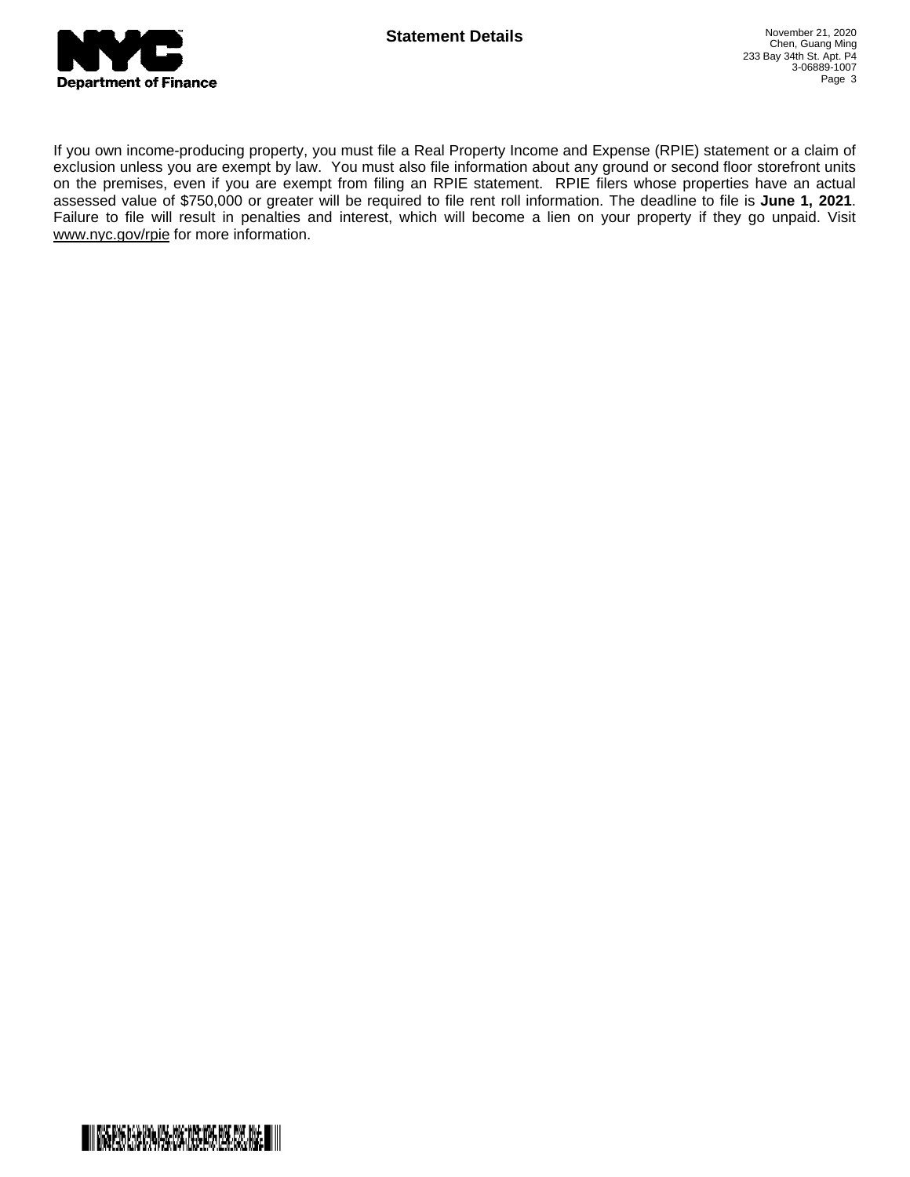If you own income-producing property, you must file a Real Property Income and Expense (RPIE) statement or a claim of exclusion unless you are exempt by law. You must also file information about any ground or second floor storefront units on the premises, even if you are exempt from filing an RPIE statement. RPIE filers whose properties have an actual assessed value of $750,000 or greater will be required to file rent roll information. The deadline to file is **June 1, 2021**. Failure to file will result in penalties and interest, which will become a lien on your property if they go unpaid. Visit www.nyc.gov/rpie for more information.